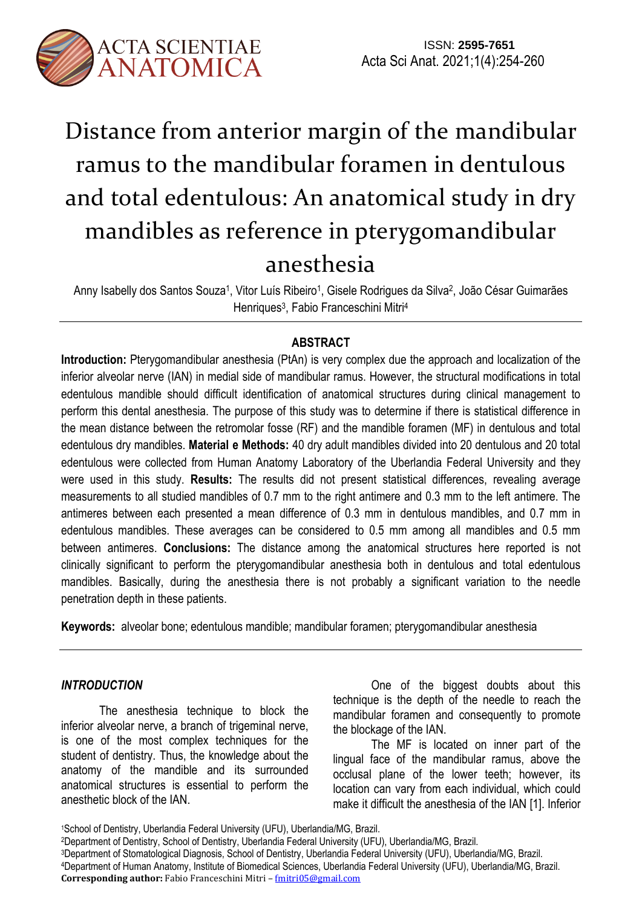# Distance from anterior margin of the mandibular ramus to the mandibular foramen in dentulous and total edentulous: An anatomical study in dry mandibles as reference in pterygomandibular anesthesia

Anny Isabelly dos Santos Souza[1], Vítor Luís Ribeiro[1], Gisele Rodrigues da Silva[2], João César Guimarães Henriques[3], Fabio Franceschini Mitri[4]

## ABSTRACT

**Introduction:** Pterygomandibular anesthesia (PtAn) is very complex due the approach and localization of the inferior alveolar nerve (IAN) in medial side of mandibular ramus. However, the structural modifications in total edentulous mandible should difficult identification of anatomical structures during clinical management to perform this dental anesthesia. The purpose of this study was to determine if there is statistical difference in the mean distance between the retromolar fosse (RF) and the mandible foramen (MF) in dentulous and total edentulous dry mandibles. **Material e Methods:** 40 dry adult mandibles divided into 20 dentulous and 20 total edentulous were collected from Human Anatomy Laboratory of the Uberlandia Federal University and they were used in this study. **Results:** The results did not present statistical differences, revealing average measurements to all studied mandibles of 0.7 mm to the right antimere and 0.3 mm to the left antimere. The antimeres between each presented a mean difference of 0.3 mm in dentulous mandibles, and 0.7 mm in edentulous mandibles. These averages can be considered to 0.5 mm among all mandibles and 0.5 mm between antimeres. **Conclusions:** The distance among the anatomical structures here reported is not clinically significant to perform the pterygomandibular anesthesia both in dentulous and total edentulous mandibles. Basically, during the anesthesia there is not probably a significant variation to the needle penetration depth in these patients.

**Keywords:** alveolar bone; edentulous mandible; mandibular foramen; pterygomandibular anesthesia

## *INTRODUCTION*

The anesthesia technique to block the inferior alveolar nerve, a branch of trigeminal nerve, is one of the most complex techniques for the student of dentistry. Thus, the knowledge about the anatomy of the mandible and its surrounded anatomical structures is essential to perform the anesthetic block of the IAN.

One of the biggest doubts about this technique is the depth of the needle to reach the mandibular foramen and consequently to promote the blockage of the IAN.

The MF is located on inner part of the lingual face of the mandibular ramus, above the occlusal plane of the lower teeth; however, its location can vary from each individual, which could make it difficult the anesthesia of the IAN [1]. Inferior

[1]School of Dentistry, Uberlandia Federal University (UFU), Uberlandia/MG, Brazil.
[2]Department of Dentistry, School of Dentistry, Uberlandia Federal University (UFU), Uberlandia/MG, Brazil.
[3]Department of Stomatological Diagnosis, School of Dentistry, Uberlandia Federal University (UFU), Uberlandia/MG, Brazil.
[4]Department of Human Anatomy, Institute of Biomedical Sciences, Uberlandia Federal University (UFU), Uberlandia/MG, Brazil.
**Corresponding author:** Fabio Franceschini Mitri – fmitri05@gmail.com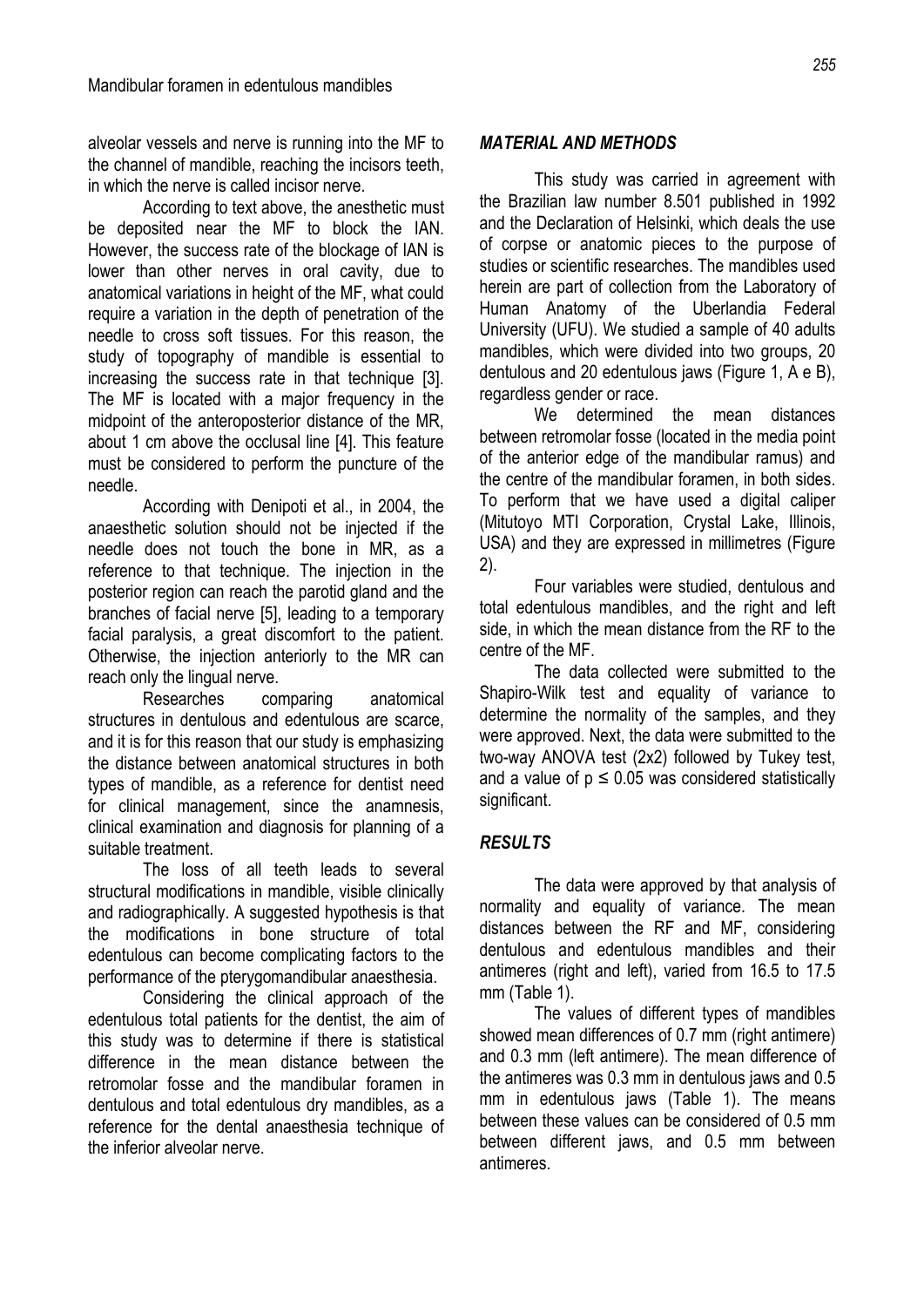alveolar vessels and nerve is running into the MF to the channel of mandible, reaching the incisors teeth, in which the nerve is called incisor nerve.

According to text above, the anesthetic must be deposited near the MF to block the IAN. However, the success rate of the blockage of IAN is lower than other nerves in oral cavity, due to anatomical variations in height of the MF, what could require a variation in the depth of penetration of the needle to cross soft tissues. For this reason, the study of topography of mandible is essential to increasing the success rate in that technique [3]. The MF is located with a major frequency in the midpoint of the anteroposterior distance of the MR, about 1 cm above the occlusal line [4]. This feature must be considered to perform the puncture of the needle.

According with Denipoti et al., in 2004, the anaesthetic solution should not be injected if the needle does not touch the bone in MR, as a reference to that technique. The injection in the posterior region can reach the parotid gland and the branches of facial nerve [5], leading to a temporary facial paralysis, a great discomfort to the patient. Otherwise, the injection anteriorly to the MR can reach only the lingual nerve.

Researches comparing anatomical structures in dentulous and edentulous are scarce, and it is for this reason that our study is emphasizing the distance between anatomical structures in both types of mandible, as a reference for dentist need for clinical management, since the anamnesis, clinical examination and diagnosis for planning of a suitable treatment.

The loss of all teeth leads to several structural modifications in mandible, visible clinically and radiographically. A suggested hypothesis is that the modifications in bone structure of total edentulous can become complicating factors to the performance of the pterygomandibular anaesthesia.

Considering the clinical approach of the edentulous total patients for the dentist, the aim of this study was to determine if there is statistical difference in the mean distance between the retromolar fosse and the mandibular foramen in dentulous and total edentulous dry mandibles, as a reference for the dental anaesthesia technique of the inferior alveolar nerve.

## *MATERIAL AND METHODS*

This study was carried in agreement with the Brazilian law number 8.501 published in 1992 and the Declaration of Helsinki, which deals the use of corpse or anatomic pieces to the purpose of studies or scientific researches. The mandibles used herein are part of collection from the Laboratory of Human Anatomy of the Uberlandia Federal University (UFU). We studied a sample of 40 adults mandibles, which were divided into two groups, 20 dentulous and 20 edentulous jaws (Figure 1, A e B), regardless gender or race.

We determined the mean distances between retromolar fosse (located in the media point of the anterior edge of the mandibular ramus) and the centre of the mandibular foramen, in both sides. To perform that we have used a digital caliper (Mitutoyo MTI Corporation, Crystal Lake, Illinois, USA) and they are expressed in millimetres (Figure 2).

Four variables were studied, dentulous and total edentulous mandibles, and the right and left side, in which the mean distance from the RF to the centre of the MF.

The data collected were submitted to the Shapiro-Wilk test and equality of variance to determine the normality of the samples, and they were approved. Next, the data were submitted to the two-way ANOVA test (2x2) followed by Tukey test, and a value of $p \leq 0.05$ was considered statistically significant.

## *RESULTS*

The data were approved by that analysis of normality and equality of variance. The mean distances between the RF and MF, considering dentulous and edentulous mandibles and their antimeres (right and left), varied from 16.5 to 17.5 mm (Table 1).

The values of different types of mandibles showed mean differences of 0.7 mm (right antimere) and 0.3 mm (left antimere). The mean difference of the antimeres was 0.3 mm in dentulous jaws and 0.5 mm in edentulous jaws (Table 1). The means between these values can be considered of 0.5 mm between different jaws, and 0.5 mm between antimeres.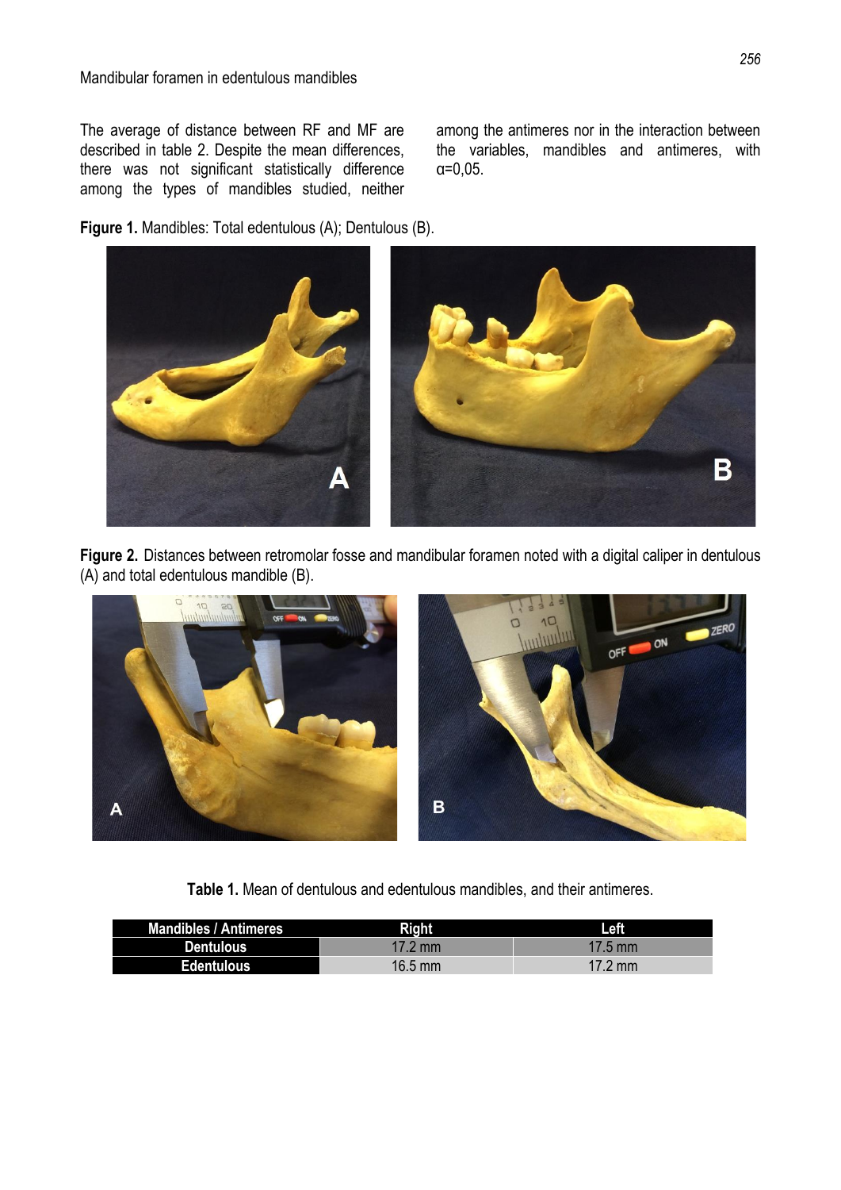The average of distance between RF and MF are described in table 2. Despite the mean differences, there was not significant statistically difference among the types of mandibles studied, neither among the antimeres nor in the interaction between the variables, mandibles and antimeres, with α=0,05.

**Figure 1.** Mandibles: Total edentulous (A); Dentulous (B).

**Figure 2.** Distances between retromolar fosse and mandibular foramen noted with a digital caliper in dentulous (A) and total edentulous mandible (B).

**Table 1.** Mean of dentulous and edentulous mandibles, and their antimeres.

| Mandibles / Antimeres | Right | Left |
| --- | --- | --- |
| Dentulous | 17.2 mm | 17.5 mm |
| Edentulous | 16.5 mm | 17.2 mm |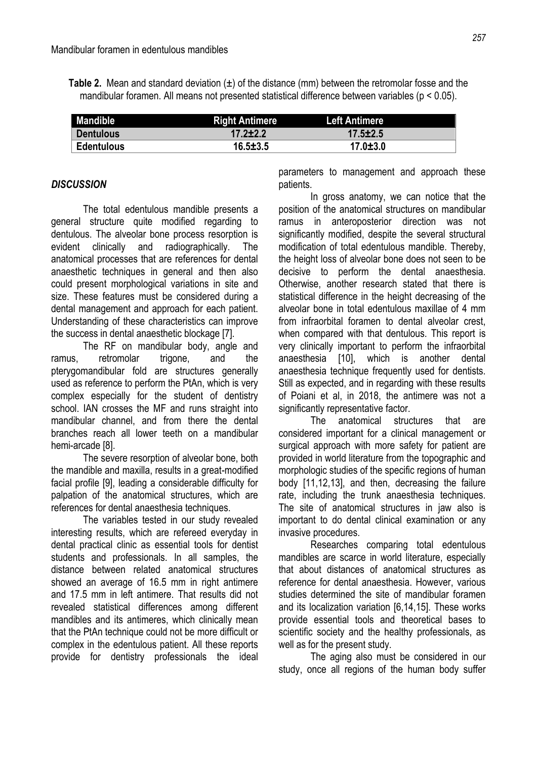**Table 2.** Mean and standard deviation (±) of the distance (mm) between the retromolar fosse and the mandibular foramen. All means not presented statistical difference between variables ($p < 0.05$).

| Mandible | Right Antimere | Left Antimere |
|---|---|---|
| Dentulous | 17.2±2.2 | 17.5±2.5 |
| Edentulous | 16.5±3.5 | 17.0±3.0 |

### *DISCUSSION*

The total edentulous mandible presents a general structure quite modified regarding to dentulous. The alveolar bone process resorption is evident clinically and radiographically. The anatomical processes that are references for dental anaesthetic techniques in general and then also could present morphological variations in site and size. These features must be considered during a dental management and approach for each patient. Understanding of these characteristics can improve the success in dental anaesthetic blockage [7].

The RF on mandibular body, angle and ramus, retromolar trigone, and the pterygomandibular fold are structures generally used as reference to perform the PtAn, which is very complex especially for the student of dentistry school. IAN crosses the MF and runs straight into mandibular channel, and from there the dental branches reach all lower teeth on a mandibular hemi-arcade [8].

The severe resorption of alveolar bone, both the mandible and maxilla, results in a great-modified facial profile [9], leading a considerable difficulty for palpation of the anatomical structures, which are references for dental anaesthesia techniques.

The variables tested in our study revealed interesting results, which are refereed everyday in dental practical clinic as essential tools for dentist students and professionals. In all samples, the distance between related anatomical structures showed an average of 16.5 mm in right antimere and 17.5 mm in left antimere. That results did not revealed statistical differences among different mandibles and its antimeres, which clinically mean that the PtAn technique could not be more difficult or complex in the edentulous patient. All these reports provide for dentistry professionals the ideal parameters to management and approach these patients.

In gross anatomy, we can notice that the position of the anatomical structures on mandibular ramus in anteroposterior direction was not significantly modified, despite the several structural modification of total edentulous mandible. Thereby, the height loss of alveolar bone does not seen to be decisive to perform the dental anaesthesia. Otherwise, another research stated that there is statistical difference in the height decreasing of the alveolar bone in total edentulous maxillae of 4 mm from infraorbital foramen to dental alveolar crest, when compared with that dentulous. This report is very clinically important to perform the infraorbital anaesthesia [10], which is another dental anaesthesia technique frequently used for dentists. Still as expected, and in regarding with these results of Poiani et al, in 2018, the antimere was not a significantly representative factor.

The anatomical structures that are considered important for a clinical management or surgical approach with more safety for patient are provided in world literature from the topographic and morphologic studies of the specific regions of human body [11,12,13], and then, decreasing the failure rate, including the trunk anaesthesia techniques. The site of anatomical structures in jaw also is important to do dental clinical examination or any invasive procedures.

Researches comparing total edentulous mandibles are scarce in world literature, especially that about distances of anatomical structures as reference for dental anaesthesia. However, various studies determined the site of mandibular foramen and its localization variation [6,14,15]. These works provide essential tools and theoretical bases to scientific society and the healthy professionals, as well as for the present study.

The aging also must be considered in our study, once all regions of the human body suffer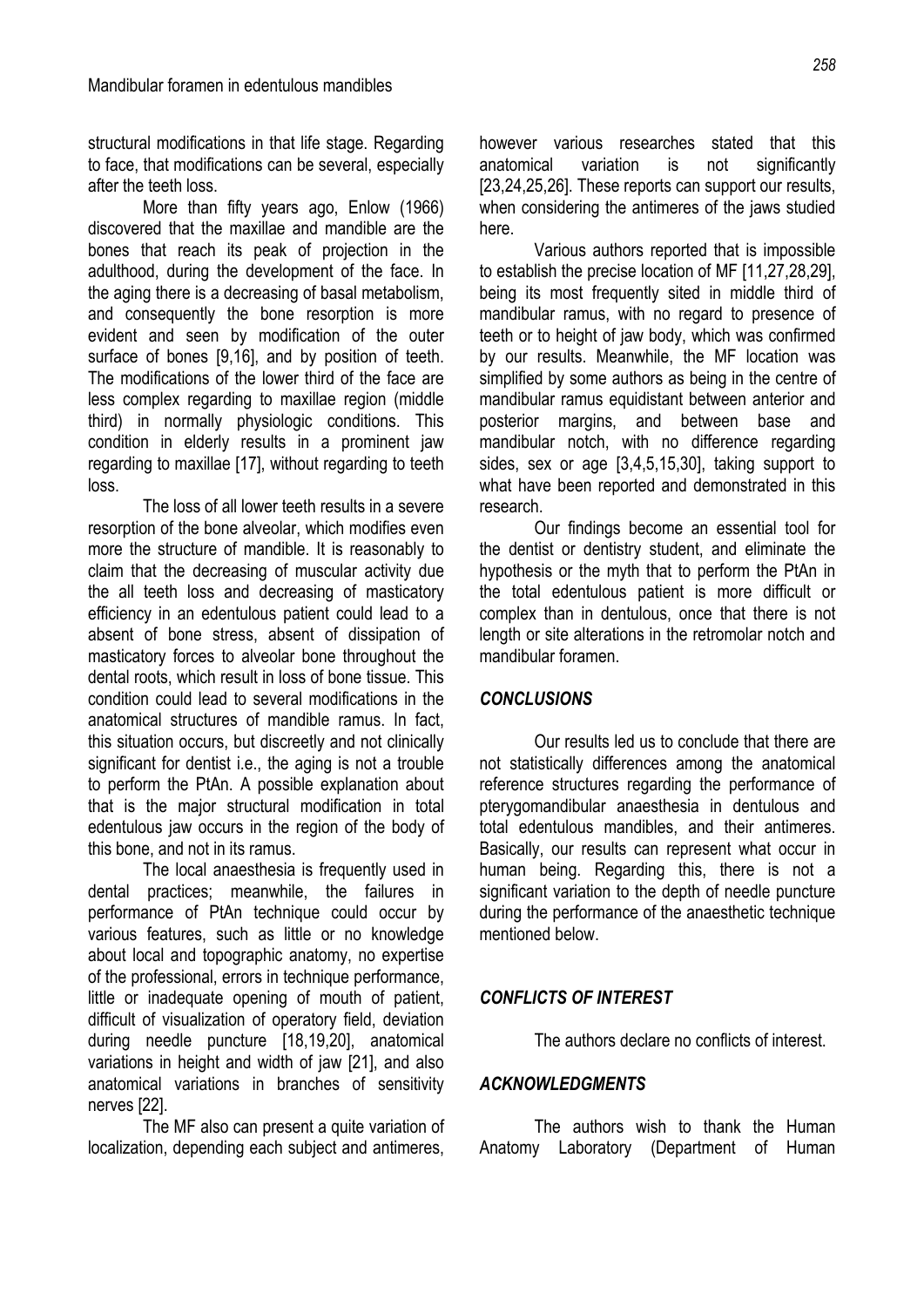structural modifications in that life stage. Regarding to face, that modifications can be several, especially after the teeth loss.

More than fifty years ago, Enlow (1966) discovered that the maxillae and mandible are the bones that reach its peak of projection in the adulthood, during the development of the face. In the aging there is a decreasing of basal metabolism, and consequently the bone resorption is more evident and seen by modification of the outer surface of bones [9,16], and by position of teeth. The modifications of the lower third of the face are less complex regarding to maxillae region (middle third) in normally physiologic conditions. This condition in elderly results in a prominent jaw regarding to maxillae [17], without regarding to teeth loss.

The loss of all lower teeth results in a severe resorption of the bone alveolar, which modifies even more the structure of mandible. It is reasonably to claim that the decreasing of muscular activity due the all teeth loss and decreasing of masticatory efficiency in an edentulous patient could lead to a absent of bone stress, absent of dissipation of masticatory forces to alveolar bone throughout the dental roots, which result in loss of bone tissue. This condition could lead to several modifications in the anatomical structures of mandible ramus. In fact, this situation occurs, but discreetly and not clinically significant for dentist i.e., the aging is not a trouble to perform the PtAn. A possible explanation about that is the major structural modification in total edentulous jaw occurs in the region of the body of this bone, and not in its ramus.

The local anaesthesia is frequently used in dental practices; meanwhile, the failures in performance of PtAn technique could occur by various features, such as little or no knowledge about local and topographic anatomy, no expertise of the professional, errors in technique performance, little or inadequate opening of mouth of patient, difficult of visualization of operatory field, deviation during needle puncture [18,19,20], anatomical variations in height and width of jaw [21], and also anatomical variations in branches of sensitivity nerves [22].

The MF also can present a quite variation of localization, depending each subject and antimeres, however various researches stated that this anatomical variation is not significantly [23,24,25,26]. These reports can support our results, when considering the antimeres of the jaws studied here.

Various authors reported that is impossible to establish the precise location of MF [11,27,28,29], being its most frequently sited in middle third of mandibular ramus, with no regard to presence of teeth or to height of jaw body, which was confirmed by our results. Meanwhile, the MF location was simplified by some authors as being in the centre of mandibular ramus equidistant between anterior and posterior margins, and between base and mandibular notch, with no difference regarding sides, sex or age [3,4,5,15,30], taking support to what have been reported and demonstrated in this research.

Our findings become an essential tool for the dentist or dentistry student, and eliminate the hypothesis or the myth that to perform the PtAn in the total edentulous patient is more difficult or complex than in dentulous, once that there is not length or site alterations in the retromolar notch and mandibular foramen.

## *CONCLUSIONS*

Our results led us to conclude that there are not statistically differences among the anatomical reference structures regarding the performance of pterygomandibular anaesthesia in dentulous and total edentulous mandibles, and their antimeres. Basically, our results can represent what occur in human being. Regarding this, there is not a significant variation to the depth of needle puncture during the performance of the anaesthetic technique mentioned below.

## *CONFLICTS OF INTEREST*

The authors declare no conflicts of interest.

## *ACKNOWLEDGMENTS*

The authors wish to thank the Human Anatomy Laboratory (Department of Human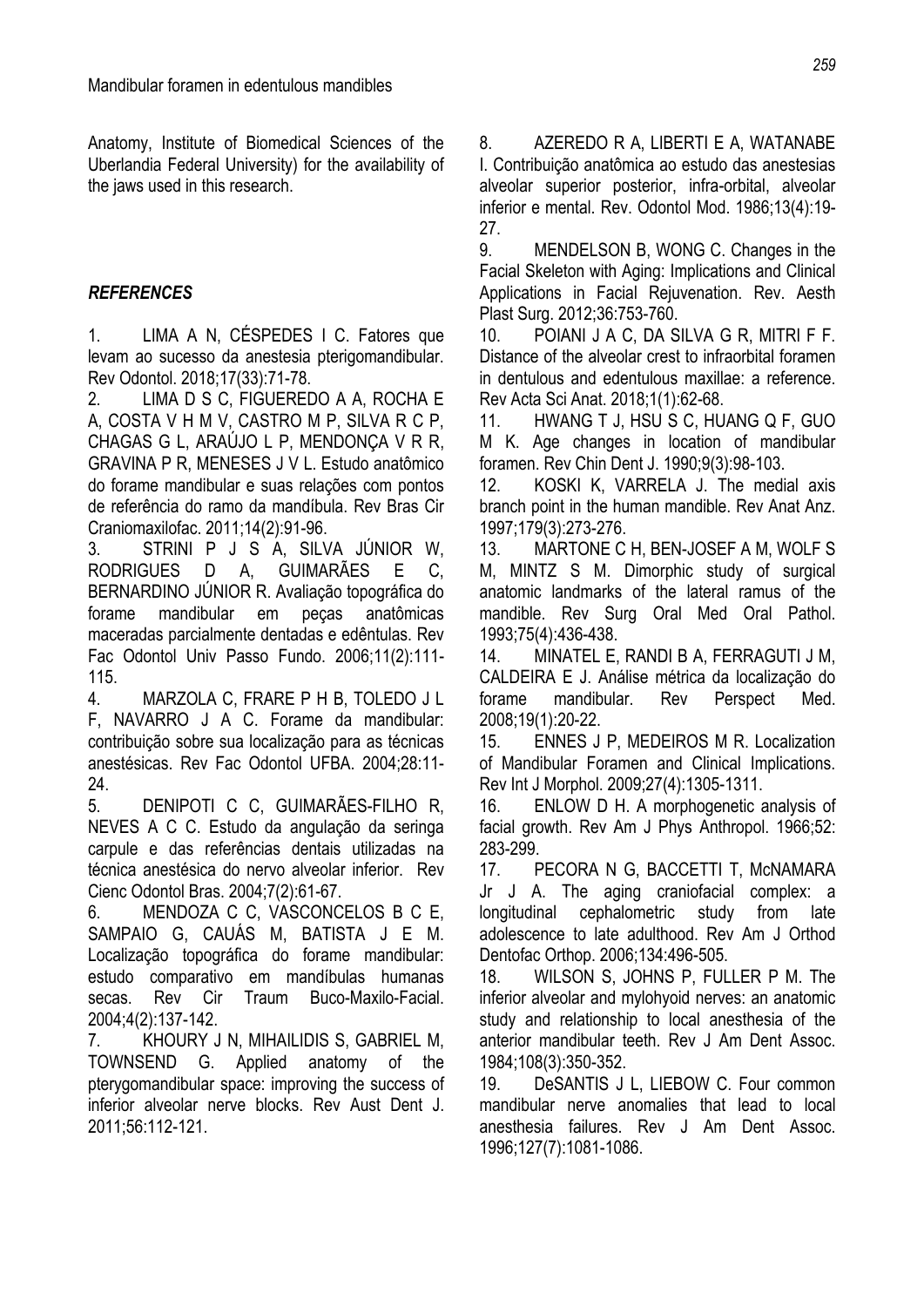Anatomy, Institute of Biomedical Sciences of the Uberlandia Federal University) for the availability of the jaws used in this research.

## *REFERENCES*

1. LIMA A N, CÉSPEDES I C. Fatores que levam ao sucesso da anestesia pterigomandibular. Rev Odontol. 2018;17(33):71-78.
2. LIMA D S C, FIGUEREDO A A, ROCHA E A, COSTA V H M V, CASTRO M P, SILVA R C P, CHAGAS G L, ARAÚJO L P, MENDONÇA V R R, GRAVINA P R, MENESES J V L. Estudo anatômico do forame mandibular e suas relações com pontos de referência do ramo da mandíbula. Rev Bras Cir Craniomaxilofac. 2011;14(2):91-96.
3. STRINI P J S A, SILVA JÚNIOR W, RODRIGUES D A, GUIMARÃES E C, BERNARDINO JÚNIOR R. Avaliação topográfica do forame mandibular em peças anatômicas maceradas parcialmente dentadas e edêntulas. Rev Fac Odontol Univ Passo Fundo. 2006;11(2):111-115.
4. MARZOLA C, FRARE P H B, TOLEDO J L F, NAVARRO J A C. Forame da mandibular: contribuição sobre sua localização para as técnicas anestésicas. Rev Fac Odontol UFBA. 2004;28:11-24.
5. DENIPOTI C C, GUIMARÃES-FILHO R, NEVES A C C. Estudo da angulação da seringa carpule e das referências dentais utilizadas na técnica anestésica do nervo alveolar inferior. Rev Cienc Odontol Bras. 2004;7(2):61-67.
6. MENDOZA C C, VASCONCELOS B C E, SAMPAIO G, CAUÁS M, BATISTA J E M. Localização topográfica do forame mandibular: estudo comparativo em mandíbulas humanas secas. Rev Cir Traum Buco-Maxilo-Facial. 2004;4(2):137-142.
7. KHOURY J N, MIHAILIDIS S, GABRIEL M, TOWNSEND G. Applied anatomy of the pterygomandibular space: improving the success of inferior alveolar nerve blocks. Rev Aust Dent J. 2011;56:112-121.
8. AZEREDO R A, LIBERTI E A, WATANABE I. Contribuição anatômica ao estudo das anestesias alveolar superior posterior, infra-orbital, alveolar inferior e mental. Rev. Odontol Mod. 1986;13(4):19-27.
9. MENDELSON B, WONG C. Changes in the Facial Skeleton with Aging: Implications and Clinical Applications in Facial Rejuvenation. Rev. Aesth Plast Surg. 2012;36:753-760.
10. POIANI J A C, DA SILVA G R, MITRI F F. Distance of the alveolar crest to infraorbital foramen in dentulous and edentulous maxillae: a reference. Rev Acta Sci Anat. 2018;1(1):62-68.
11. HWANG T J, HSU S C, HUANG Q F, GUO M K. Age changes in location of mandibular foramen. Rev Chin Dent J. 1990;9(3):98-103.
12. KOSKI K, VARRELA J. The medial axis branch point in the human mandible. Rev Anat Anz. 1997;179(3):273-276.
13. MARTONE C H, BEN-JOSEF A M, WOLF S M, MINTZ S M. Dimorphic study of surgical anatomic landmarks of the lateral ramus of the mandible. Rev Surg Oral Med Oral Pathol. 1993;75(4):436-438.
14. MINATEL E, RANDI B A, FERRAGUTI J M, CALDEIRA E J. Análise métrica da localização do forame mandibular. Rev Perspect Med. 2008;19(1):20-22.
15. ENNES J P, MEDEIROS M R. Localization of Mandibular Foramen and Clinical Implications. Rev Int J Morphol. 2009;27(4):1305-1311.
16. ENLOW D H. A morphogenetic analysis of facial growth. Rev Am J Phys Anthropol. 1966;52: 283-299.
17. PECORA N G, BACCETTI T, McNAMARA Jr J A. The aging craniofacial complex: a longitudinal cephalometric study from late adolescence to late adulthood. Rev Am J Orthod Dentofac Orthop. 2006;134:496-505.
18. WILSON S, JOHNS P, FULLER P M. The inferior alveolar and mylohyoid nerves: an anatomic study and relationship to local anesthesia of the anterior mandibular teeth. Rev J Am Dent Assoc. 1984;108(3):350-352.
19. DeSANTIS J L, LIEBOW C. Four common mandibular nerve anomalies that lead to local anesthesia failures. Rev J Am Dent Assoc. 1996;127(7):1081-1086.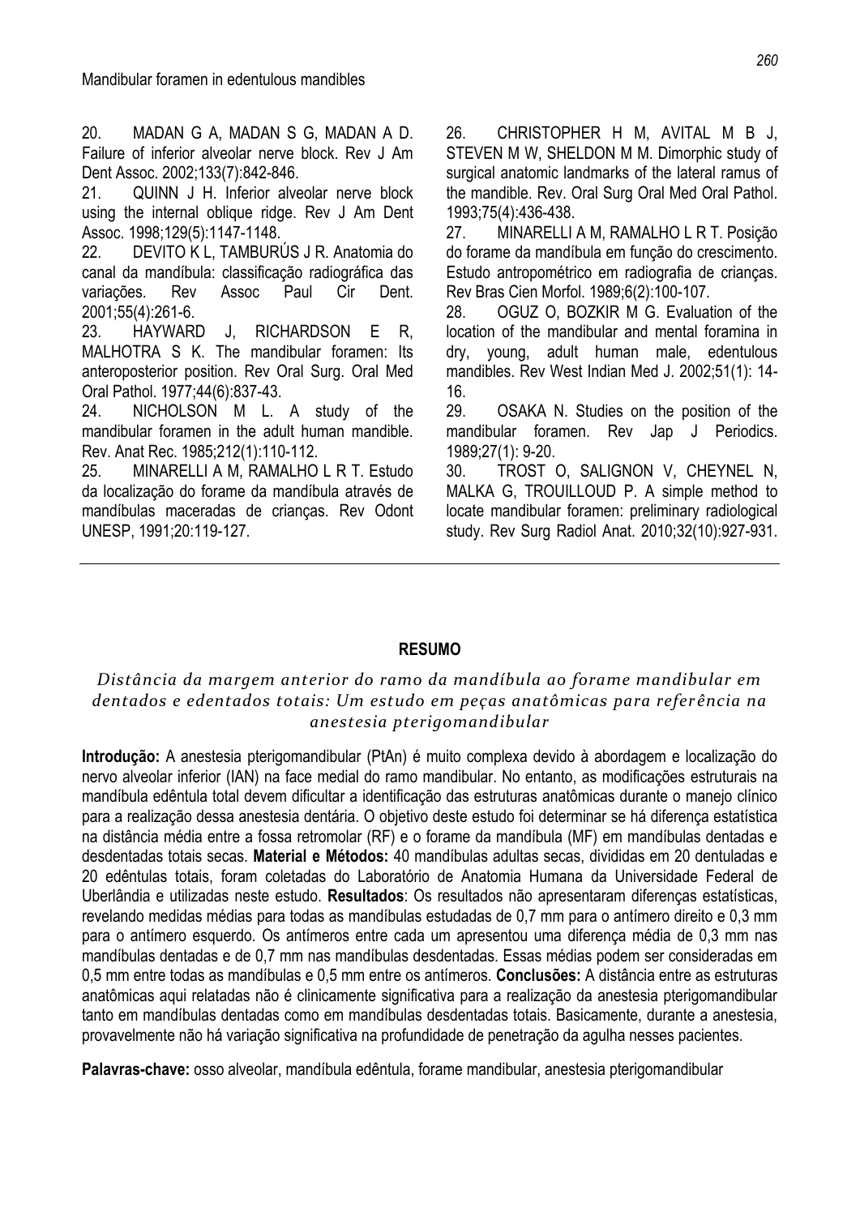20. MADAN G A, MADAN S G, MADAN A D. Failure of inferior alveolar nerve block. Rev J Am Dent Assoc. 2002;133(7):842-846.

21. QUINN J H. Inferior alveolar nerve block using the internal oblique ridge. Rev J Am Dent Assoc. 1998;129(5):1147-1148.

22. DEVITO K L, TAMBURÚS J R. Anatomia do canal da mandíbula: classificação radiográfica das variações. Rev Assoc Paul Cir Dent. 2001;55(4):261-6.

23. HAYWARD J, RICHARDSON E R, MALHOTRA S K. The mandibular foramen: Its anteroposterior position. Rev Oral Surg. Oral Med Oral Pathol. 1977;44(6):837-43.

24. NICHOLSON M L. A study of the mandibular foramen in the adult human mandible. Rev. Anat Rec. 1985;212(1):110-112.

25. MINARELLI A M, RAMALHO L R T. Estudo da localização do forame da mandíbula através de mandíbulas maceradas de crianças. Rev Odont UNESP, 1991;20:119-127.

26. CHRISTOPHER H M, AVITAL M B J, STEVEN M W, SHELDON M M. Dimorphic study of surgical anatomic landmarks of the lateral ramus of the mandible. Rev. Oral Surg Oral Med Oral Pathol. 1993;75(4):436-438.

27. MINARELLI A M, RAMALHO L R T. Posição do forame da mandíbula em função do crescimento. Estudo antropométrico em radiografia de crianças. Rev Bras Cien Morfol. 1989;6(2):100-107.

28. OGUZ O, BOZKIR M G. Evaluation of the location of the mandibular and mental foramina in dry, young, adult human male, edentulous mandibles. Rev West Indian Med J. 2002;51(1): 14-16.

29. OSAKA N. Studies on the position of the mandibular foramen. Rev Jap J Periodics. 1989;27(1): 9-20.

30. TROST O, SALIGNON V, CHEYNEL N, MALKA G, TROUILLOUD P. A simple method to locate mandibular foramen: preliminary radiological study. Rev Surg Radiol Anat. 2010;32(10):927-931.

## RESUMO

### *Distância da margem anterior do ramo da mandíbula ao forame mandibular em dentados e edentados totais: Um estudo em peças anatômicas para referência na anestesia pterigomandibular*

**Introdução:** A anestesia pterigomandibular (PtAn) é muito complexa devido à abordagem e localização do nervo alveolar inferior (IAN) na face medial do ramo mandibular. No entanto, as modificações estruturais na mandíbula edêntula total devem dificultar a identificação das estruturas anatômicas durante o manejo clínico para a realização dessa anestesia dentária. O objetivo deste estudo foi determinar se há diferença estatística na distância média entre a fossa retromolar (RF) e o forame da mandíbula (MF) em mandíbulas dentadas e desdentadas totais secas. **Material e Métodos:** 40 mandíbulas adultas secas, divididas em 20 dentuladas e 20 edêntulas totais, foram coletadas do Laboratório de Anatomia Humana da Universidade Federal de Uberlândia e utilizadas neste estudo. **Resultados**: Os resultados não apresentaram diferenças estatísticas, revelando medidas médias para todas as mandíbulas estudadas de 0,7 mm para o antímero direito e 0,3 mm para o antímero esquerdo. Os antímeros entre cada um apresentou uma diferença média de 0,3 mm nas mandíbulas dentadas e de 0,7 mm nas mandíbulas desdentadas. Essas médias podem ser consideradas em 0,5 mm entre todas as mandíbulas e 0,5 mm entre os antímeros. **Conclusões:** A distância entre as estruturas anatômicas aqui relatadas não é clinicamente significativa para a realização da anestesia pterigomandibular tanto em mandíbulas dentadas como em mandíbulas desdentadas totais. Basicamente, durante a anestesia, provavelmente não há variação significativa na profundidade de penetração da agulha nesses pacientes.

**Palavras-chave:** osso alveolar, mandíbula edêntula, forame mandibular, anestesia pterigomandibular